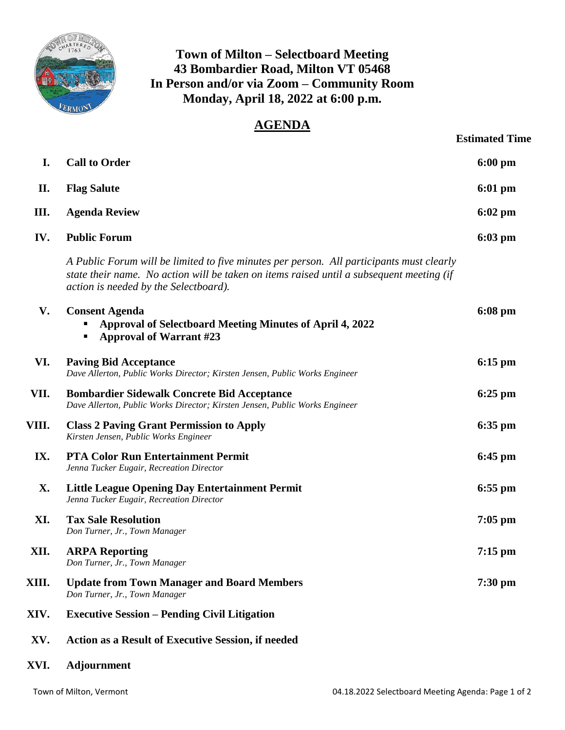# Town of Milton – Selectboard Meeting
## 43 Bombardier Road, Milton VT 05468
## In Person and/or via Zoom – Community Room
## Monday, April 18, 2022 at 6:00 p.m.

## AGENDA

| | | Estimated Time |
|---|---|---|
| **I.** | **Call to Order** | **6:00 pm** |
| **II.** | **Flag Salute** | **6:01 pm** |
| **III.** | **Agenda Review** | **6:02 pm** |
| **IV.** | **Public Forum**<br>*A Public Forum will be limited to five minutes per person. All participants must clearly state their name. No action will be taken on items raised until a subsequent meeting (if action is needed by the Selectboard).* | **6:03 pm** |
| **V.** | **Consent Agenda**<br>▪ **Approval of Selectboard Meeting Minutes of April 4, 2022**<br>▪ **Approval of Warrant #23** | **6:08 pm** |
| **VI.** | **Paving Bid Acceptance**<br>*Dave Allerton, Public Works Director; Kirsten Jensen, Public Works Engineer* | **6:15 pm** |
| **VII.** | **Bombardier Sidewalk Concrete Bid Acceptance**<br>*Dave Allerton, Public Works Director; Kirsten Jensen, Public Works Engineer* | **6:25 pm** |
| **VIII.** | **Class 2 Paving Grant Permission to Apply**<br>*Kirsten Jensen, Public Works Engineer* | **6:35 pm** |
| **IX.** | **PTA Color Run Entertainment Permit**<br>*Jenna Tucker Eugair, Recreation Director* | **6:45 pm** |
| **X.** | **Little League Opening Day Entertainment Permit**<br>*Jenna Tucker Eugair, Recreation Director* | **6:55 pm** |
| **XI.** | **Tax Sale Resolution**<br>*Don Turner, Jr., Town Manager* | **7:05 pm** |
| **XII.** | **ARPA Reporting**<br>*Don Turner, Jr., Town Manager* | **7:15 pm** |
| **XIII.** | **Update from Town Manager and Board Members**<br>*Don Turner, Jr., Town Manager* | **7:30 pm** |
| **XIV.** | **Executive Session – Pending Civil Litigation** | |
| **XV.** | **Action as a Result of Executive Session, if needed** | |
| **XVI.** | **Adjournment** | |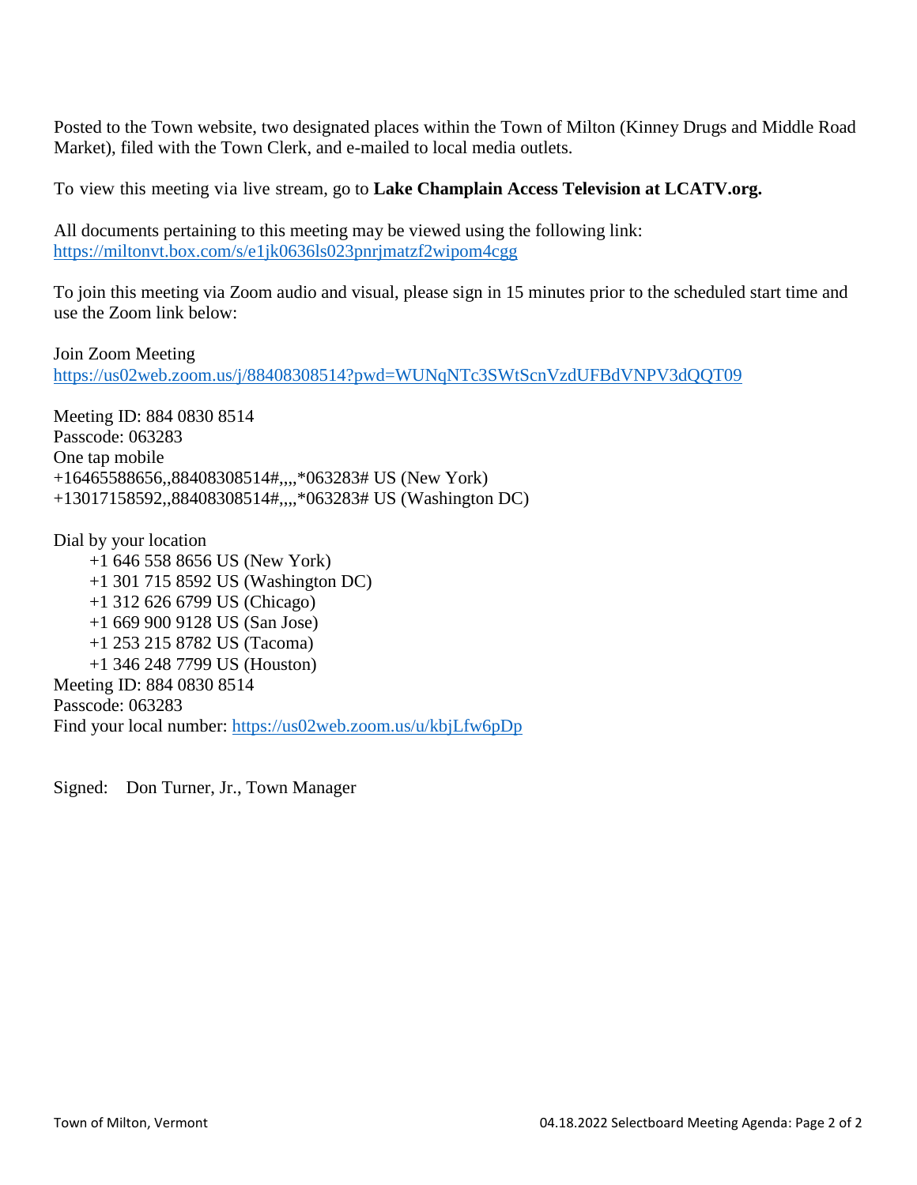Posted to the Town website, two designated places within the Town of Milton (Kinney Drugs and Middle Road Market), filed with the Town Clerk, and e-mailed to local media outlets.

To view this meeting via live stream, go to **Lake Champlain Access Television at LCATV.org.**

All documents pertaining to this meeting may be viewed using the following link:
https://miltonvt.box.com/s/e1jk0636ls023pnrjmatzf2wipom4cgg

To join this meeting via Zoom audio and visual, please sign in 15 minutes prior to the scheduled start time and use the Zoom link below:

Join Zoom Meeting
https://us02web.zoom.us/j/88408308514?pwd=WUNqNTc3SWtScnVzdUFBdVNPV3dQQT09

Meeting ID: 884 0830 8514
Passcode: 063283
One tap mobile
+16465588656,,88408308514#,,,,*063283# US (New York)
+13017158592,,88408308514#,,,,*063283# US (Washington DC)

Dial by your location
- +1 646 558 8656 US (New York)
- +1 301 715 8592 US (Washington DC)
- +1 312 626 6799 US (Chicago)
- +1 669 900 9128 US (San Jose)
- +1 253 215 8782 US (Tacoma)
- +1 346 248 7799 US (Houston)

Meeting ID: 884 0830 8514
Passcode: 063283
Find your local number: https://us02web.zoom.us/u/kbjLfw6pDp

Signed: Don Turner, Jr., Town Manager